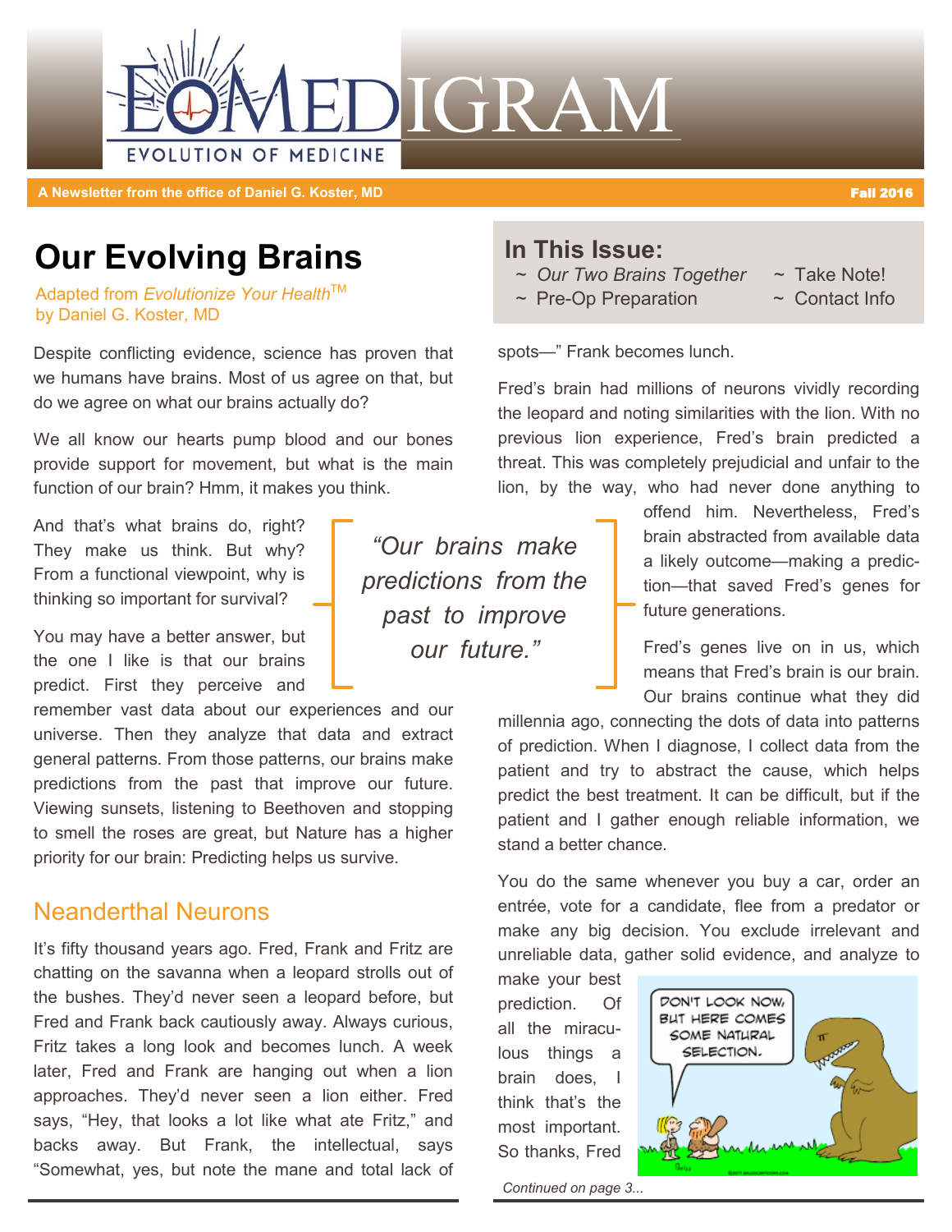# EOMEDIGRAM

EVOLUTION OF MEDICINE

A Newsletter from the office of Daniel G. Koster, MD — Fall 2016

## In This Issue:

- ~ *Our Two Brains Together*
- ~ Pre-Op Preparation
- ~ Take Note!
- ~ Contact Info

# Our Evolving Brains

Adapted from *Evolutionize Your Health*™
by Daniel G. Koster, MD

Despite conflicting evidence, science has proven that we humans have brains. Most of us agree on that, but do we agree on what our brains actually do?

We all know our hearts pump blood and our bones provide support for movement, but what is the main function of our brain? Hmm, it makes you think.

And that's what brains do, right? They make us think. But why? From a functional viewpoint, why is thinking so important for survival?

You may have a better answer, but the one I like is that our brains predict. First they perceive and remember vast data about our experiences and our universe. Then they analyze that data and extract general patterns. From those patterns, our brains make predictions from the past that improve our future. Viewing sunsets, listening to Beethoven and stopping to smell the roses are great, but Nature has a higher priority for our brain: Predicting helps us survive.

> *"Our brains make predictions from the past to improve our future."*

## Neanderthal Neurons

It's fifty thousand years ago. Fred, Frank and Fritz are chatting on the savanna when a leopard strolls out of the bushes. They'd never seen a leopard before, but Fred and Frank back cautiously away. Always curious, Fritz takes a long look and becomes lunch. A week later, Fred and Frank are hanging out when a lion approaches. They'd never seen a lion either. Fred says, "Hey, that looks a lot like what ate Fritz," and backs away. But Frank, the intellectual, says "Somewhat, yes, but note the mane and total lack of spots—" Frank becomes lunch.

Fred's brain had millions of neurons vividly recording the leopard and noting similarities with the lion. With no previous lion experience, Fred's brain predicted a threat. This was completely prejudicial and unfair to the lion, by the way, who had never done anything to offend him. Nevertheless, Fred's brain abstracted from available data a likely outcome—making a prediction—that saved Fred's genes for future generations.

Fred's genes live on in us, which means that Fred's brain is our brain. Our brains continue what they did millennia ago, connecting the dots of data into patterns of prediction. When I diagnose, I collect data from the patient and try to abstract the cause, which helps predict the best treatment. It can be difficult, but if the patient and I gather enough reliable information, we stand a better chance.

You do the same whenever you buy a car, order an entrée, vote for a candidate, flee from a predator or make any big decision. You exclude irrelevant and unreliable data, gather solid evidence, and analyze to make your best prediction. Of all the miraculous things a brain does, I think that's the most important. So thanks, Fred

*Continued on page 3...*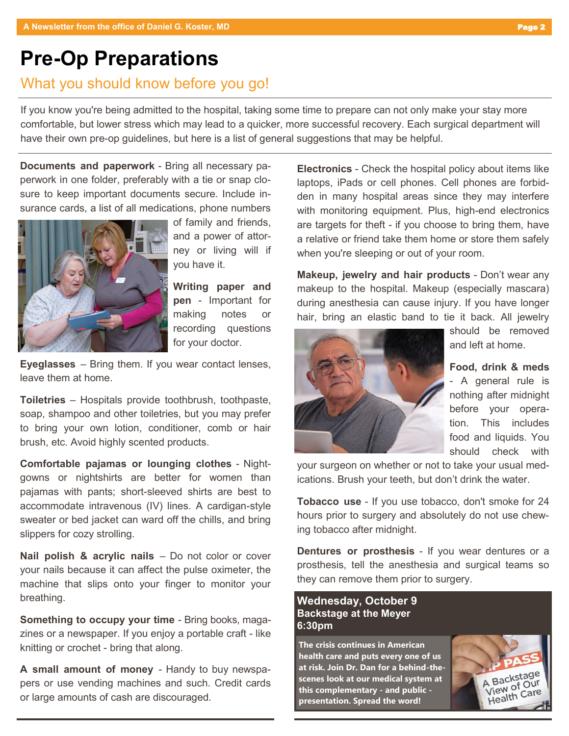# Pre-Op Preparations

## What you should know before you go!

If you know you're being admitted to the hospital, taking some time to prepare can not only make your stay more comfortable, but lower stress which may lead to a quicker, more successful recovery. Each surgical department will have their own pre-op guidelines, but here is a list of general suggestions that may be helpful.

**Documents and paperwork** - Bring all necessary paperwork in one folder, preferably with a tie or snap closure to keep important documents secure. Include insurance cards, a list of all medications, phone numbers of family and friends, and a power of attorney or living will if you have it.

**Writing paper and pen** - Important for making notes or recording questions for your doctor.

**Eyeglasses** – Bring them. If you wear contact lenses, leave them at home.

**Toiletries** – Hospitals provide toothbrush, toothpaste, soap, shampoo and other toiletries, but you may prefer to bring your own lotion, conditioner, comb or hair brush, etc. Avoid highly scented products.

**Comfortable pajamas or lounging clothes** - Nightgowns or nightshirts are better for women than pajamas with pants; short-sleeved shirts are best to accommodate intravenous (IV) lines. A cardigan-style sweater or bed jacket can ward off the chills, and bring slippers for cozy strolling.

**Nail polish & acrylic nails** – Do not color or cover your nails because it can affect the pulse oximeter, the machine that slips onto your finger to monitor your breathing.

**Something to occupy your time** - Bring books, magazines or a newspaper. If you enjoy a portable craft - like knitting or crochet - bring that along.

**A small amount of money** - Handy to buy newspapers or use vending machines and such. Credit cards or large amounts of cash are discouraged.

**Electronics** - Check the hospital policy about items like laptops, iPads or cell phones. Cell phones are forbidden in many hospital areas since they may interfere with monitoring equipment. Plus, high-end electronics are targets for theft - if you choose to bring them, have a relative or friend take them home or store them safely when you're sleeping or out of your room.

**Makeup, jewelry and hair products** - Don't wear any makeup to the hospital. Makeup (especially mascara) during anesthesia can cause injury. If you have longer hair, bring an elastic band to tie it back. All jewelry should be removed and left at home.

**Food, drink & meds** - A general rule is nothing after midnight before your operation. This includes food and liquids. You should check with your surgeon on whether or not to take your usual medications. Brush your teeth, but don't drink the water.

**Tobacco use** - If you use tobacco, don't smoke for 24 hours prior to surgery and absolutely do not use chewing tobacco after midnight.

**Dentures or prosthesis** - If you wear dentures or a prosthesis, tell the anesthesia and surgical teams so they can remove them prior to surgery.

**Wednesday, October 9**
**Backstage at the Meyer**
**6:30pm**

**The crisis continues in American health care and puts every one of us at risk. Join Dr. Dan for a behind-the-scenes look at our medical system at this complementary - and public - presentation. Spread the word!**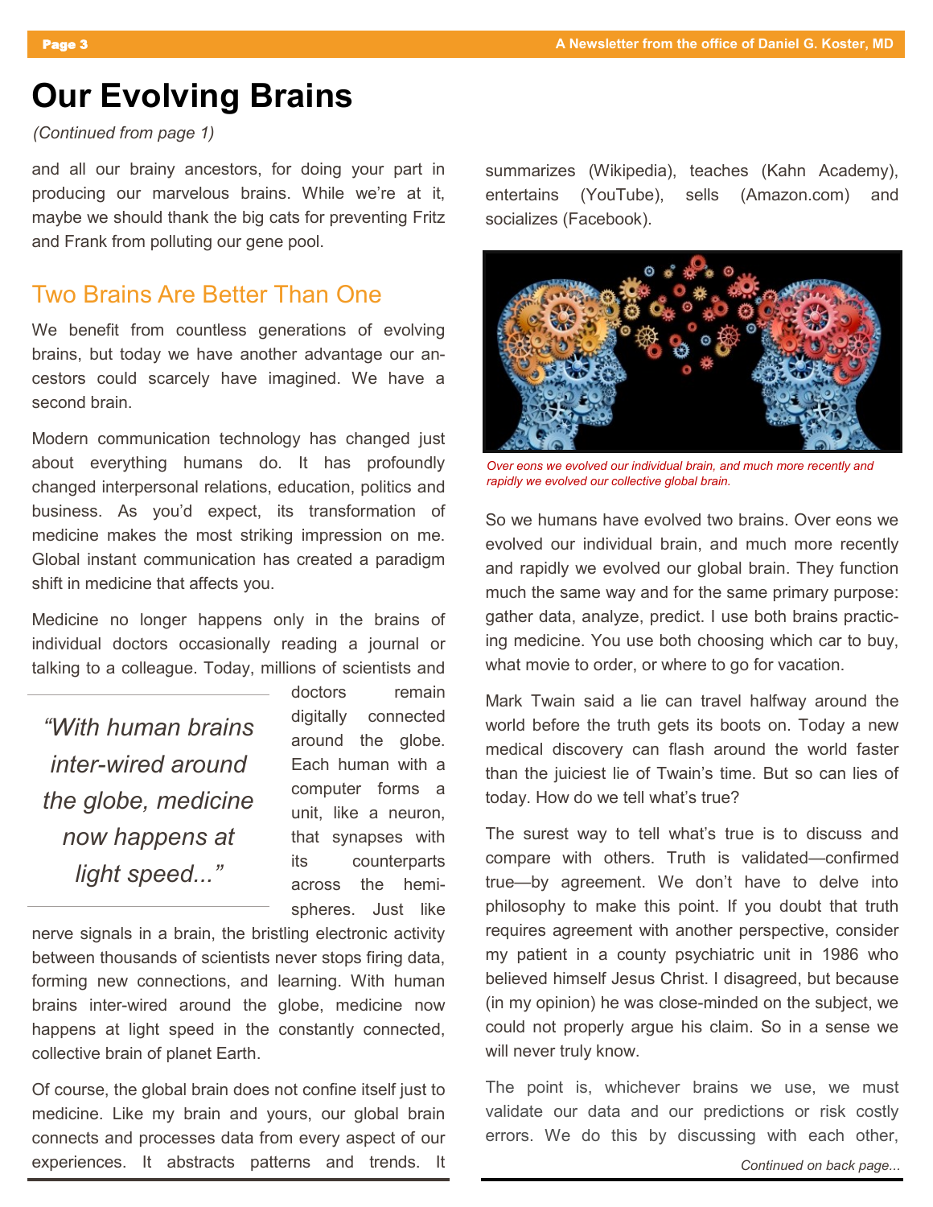# Our Evolving Brains

*(Continued from page 1)*

and all our brainy ancestors, for doing your part in producing our marvelous brains. While we're at it, maybe we should thank the big cats for preventing Fritz and Frank from polluting our gene pool.

## Two Brains Are Better Than One

We benefit from countless generations of evolving brains, but today we have another advantage our ancestors could scarcely have imagined. We have a second brain.

Modern communication technology has changed just about everything humans do. It has profoundly changed interpersonal relations, education, politics and business. As you'd expect, its transformation of medicine makes the most striking impression on me. Global instant communication has created a paradigm shift in medicine that affects you.

Medicine no longer happens only in the brains of individual doctors occasionally reading a journal or talking to a colleague. Today, millions of scientists and doctors remain digitally connected around the globe. Each human with a computer forms a unit, like a neuron, that synapses with its counterparts across the hemispheres. Just like nerve signals in a brain, the bristling electronic activity between thousands of scientists never stops firing data, forming new connections, and learning. With human brains inter-wired around the globe, medicine now happens at light speed in the constantly connected, collective brain of planet Earth.

> *"With human brains inter-wired around the globe, medicine now happens at light speed..."*

Of course, the global brain does not confine itself just to medicine. Like my brain and yours, our global brain connects and processes data from every aspect of our experiences. It abstracts patterns and trends. It summarizes (Wikipedia), teaches (Kahn Academy), entertains (YouTube), sells (Amazon.com) and socializes (Facebook).

*Over eons we evolved our individual brain, and much more recently and rapidly we evolved our collective global brain.*

So we humans have evolved two brains. Over eons we evolved our individual brain, and much more recently and rapidly we evolved our global brain. They function much the same way and for the same primary purpose: gather data, analyze, predict. I use both brains practicing medicine. You use both choosing which car to buy, what movie to order, or where to go for vacation.

Mark Twain said a lie can travel halfway around the world before the truth gets its boots on. Today a new medical discovery can flash around the world faster than the juiciest lie of Twain's time. But so can lies of today. How do we tell what's true?

The surest way to tell what's true is to discuss and compare with others. Truth is validated—confirmed true—by agreement. We don't have to delve into philosophy to make this point. If you doubt that truth requires agreement with another perspective, consider my patient in a county psychiatric unit in 1986 who believed himself Jesus Christ. I disagreed, but because (in my opinion) he was close-minded on the subject, we could not properly argue his claim. So in a sense we will never truly know.

The point is, whichever brains we use, we must validate our data and our predictions or risk costly errors. We do this by discussing with each other,

*Continued on back page...*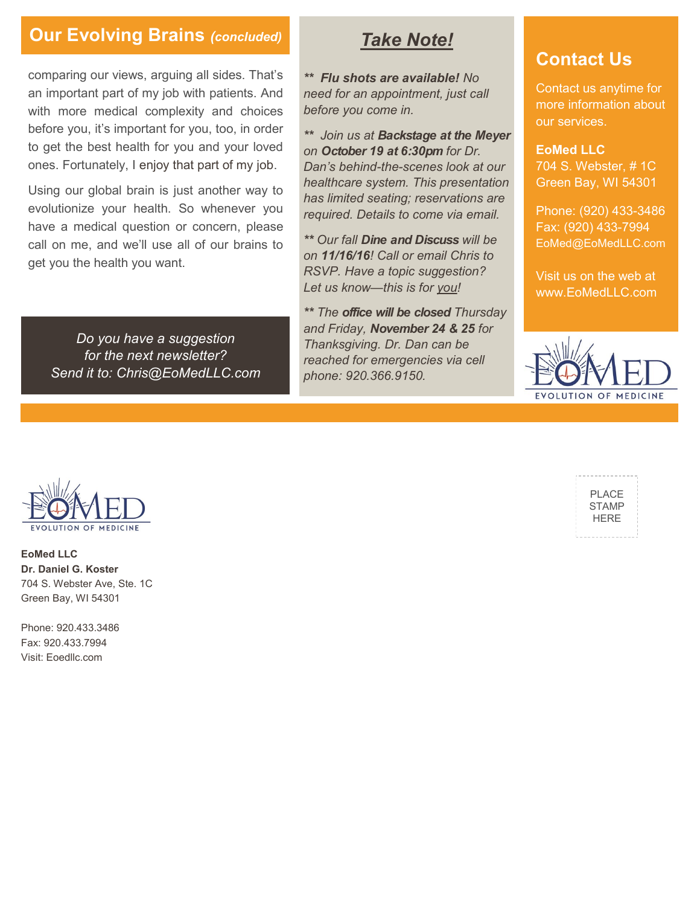## Our Evolving Brains *(concluded)*

comparing our views, arguing all sides. That's an important part of my job with patients. And with more medical complexity and choices before you, it's important for you, too, in order to get the best health for you and your loved ones. Fortunately, I enjoy that part of my job.

Using our global brain is just another way to evolutionize your health. So whenever you have a medical question or concern, please call on me, and we'll use all of our brains to get you the health you want.

*Do you have a suggestion for the next newsletter? Send it to: Chris@EoMedLLC.com*

## *Take Note!*

*\*\* **Flu shots are available!** No need for an appointment, just call before you come in.*

*\*\* Join us at **Backstage at the Meyer** on **October 19 at 6:30pm** for Dr. Dan's behind-the-scenes look at our healthcare system. This presentation has limited seating; reservations are required. Details to come via email.*

*\*\* Our fall **Dine and Discuss** will be on **11/16/16**! Call or email Chris to RSVP. Have a topic suggestion? Let us know—this is for you!*

*\*\* The **office will be closed** Thursday and Friday, **November 24 & 25** for Thanksgiving. Dr. Dan can be reached for emergencies via cell phone: 920.366.9150.*

## Contact Us

Contact us anytime for more information about our services.

**EoMed LLC**
704 S. Webster, # 1C
Green Bay, WI 54301

Phone: (920) 433-3486
Fax: (920) 433-7994
EoMed@EoMedLLC.com

Visit us on the web at www.EoMedLLC.com

EOMED
EVOLUTION OF MEDICINE

EOMED
EVOLUTION OF MEDICINE

**EoMed LLC**
**Dr. Daniel G. Koster**
704 S. Webster Ave, Ste. 1C
Green Bay, WI 54301

Phone: 920.433.3486
Fax: 920.433.7994
Visit: Eoedllc.com

PLACE
STAMP
HERE